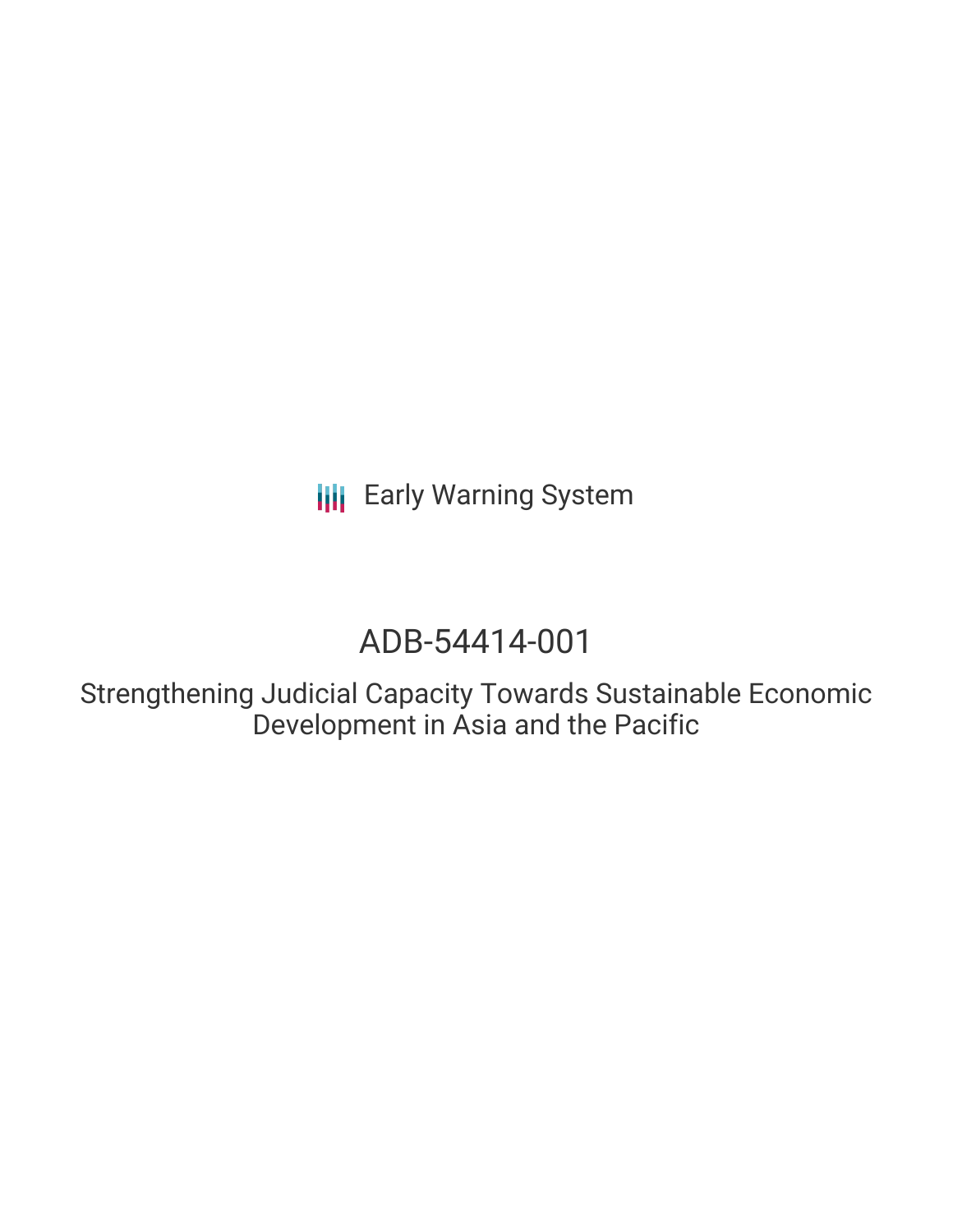Early Warning System

# ADB-54414-001

## Strengthening Judicial Capacity Towards Sustainable Economic Development in Asia and the Pacific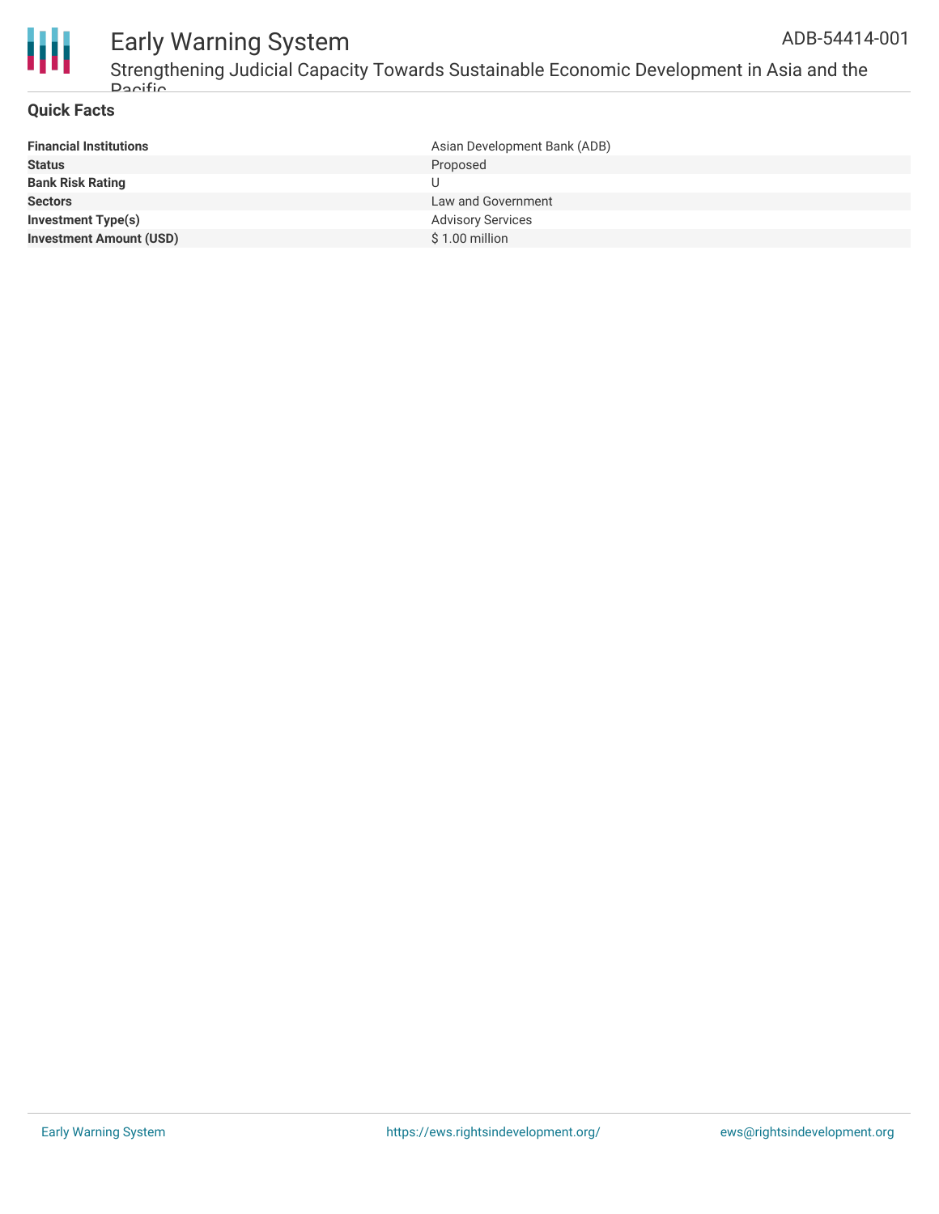## Quick Facts

| | |
|---|---|
| **Financial Institutions** | Asian Development Bank (ADB) |
| **Status** | Proposed |
| **Bank Risk Rating** | U |
| **Sectors** | Law and Government |
| **Investment Type(s)** | Advisory Services |
| **Investment Amount (USD)** | $ 1.00 million |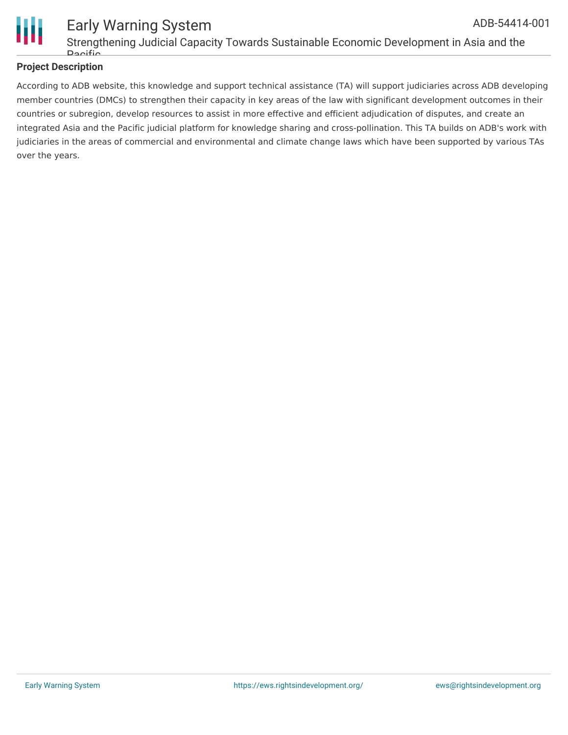## Project Description

According to ADB website, this knowledge and support technical assistance (TA) will support judiciaries across ADB developing member countries (DMCs) to strengthen their capacity in key areas of the law with significant development outcomes in their countries or subregion, develop resources to assist in more effective and efficient adjudication of disputes, and create an integrated Asia and the Pacific judicial platform for knowledge sharing and cross-pollination. This TA builds on ADB's work with judiciaries in the areas of commercial and environmental and climate change laws which have been supported by various TAs over the years.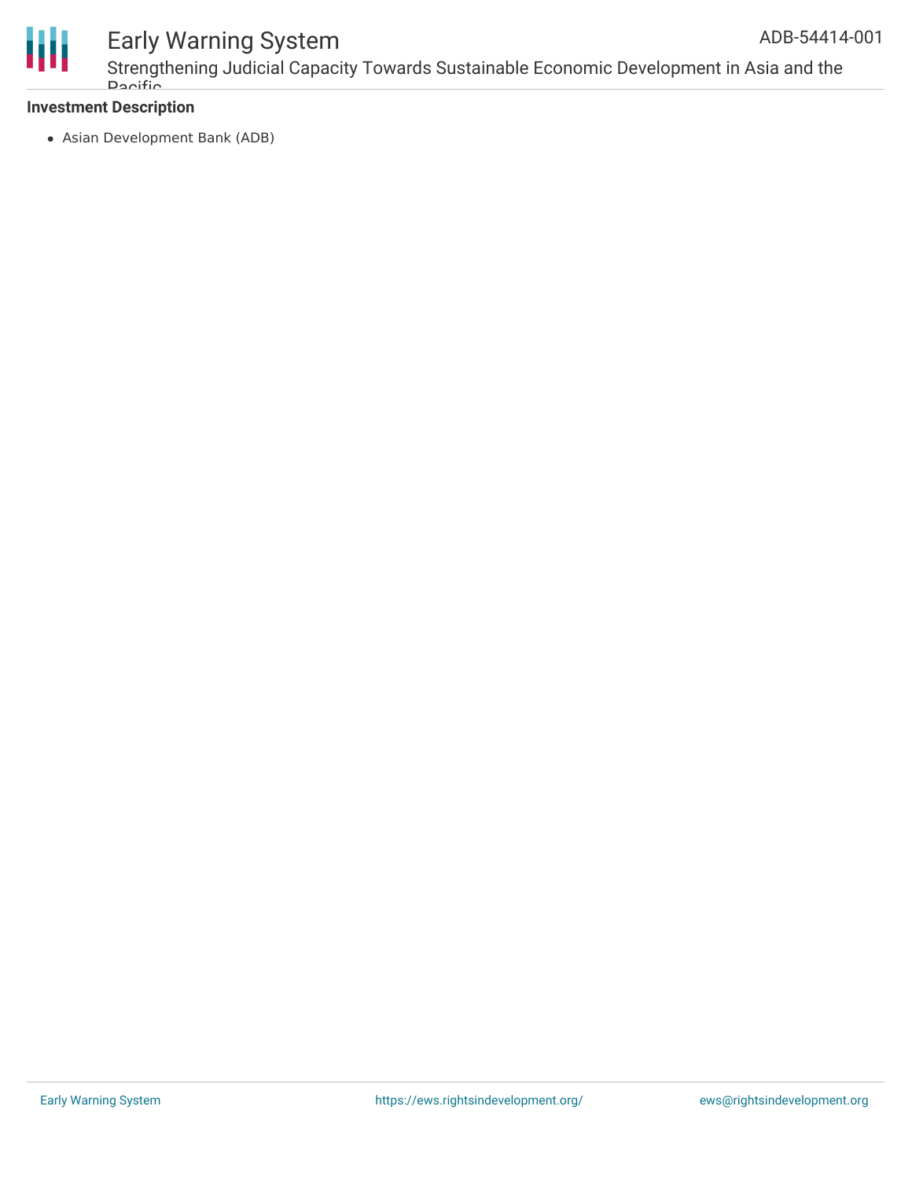**Investment Description**

- Asian Development Bank (ADB)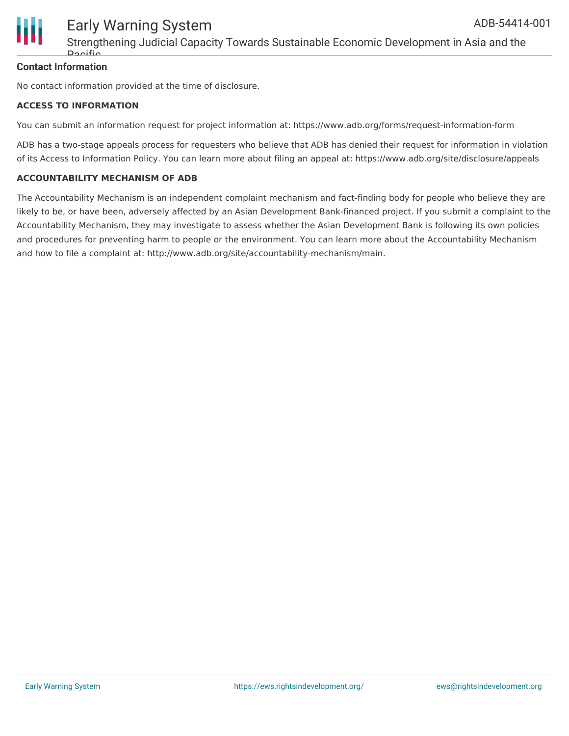### Contact Information

No contact information provided at the time of disclosure.

#### ACCESS TO INFORMATION

You can submit an information request for project information at: https://www.adb.org/forms/request-information-form

ADB has a two-stage appeals process for requesters who believe that ADB has denied their request for information in violation of its Access to Information Policy. You can learn more about filing an appeal at: https://www.adb.org/site/disclosure/appeals

#### ACCOUNTABILITY MECHANISM OF ADB

The Accountability Mechanism is an independent complaint mechanism and fact-finding body for people who believe they are likely to be, or have been, adversely affected by an Asian Development Bank-financed project. If you submit a complaint to the Accountability Mechanism, they may investigate to assess whether the Asian Development Bank is following its own policies and procedures for preventing harm to people or the environment. You can learn more about the Accountability Mechanism and how to file a complaint at: http://www.adb.org/site/accountability-mechanism/main.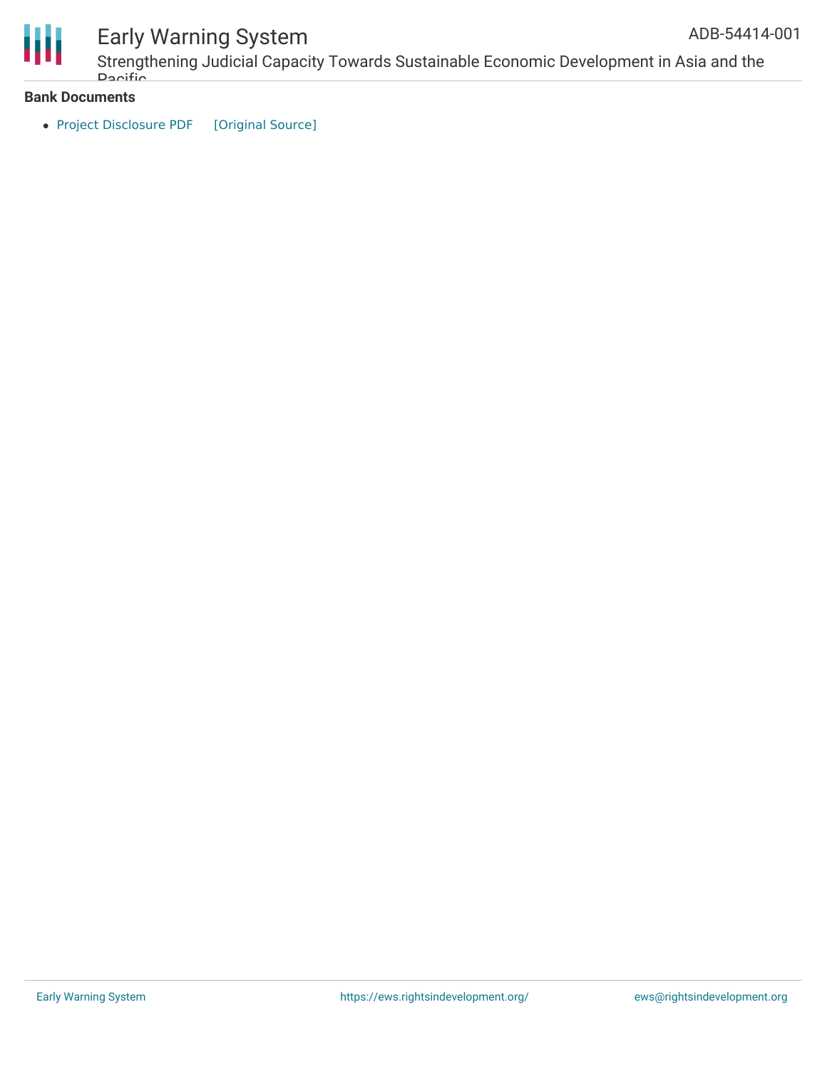**Bank Documents**

- Project Disclosure PDF [Original Source]